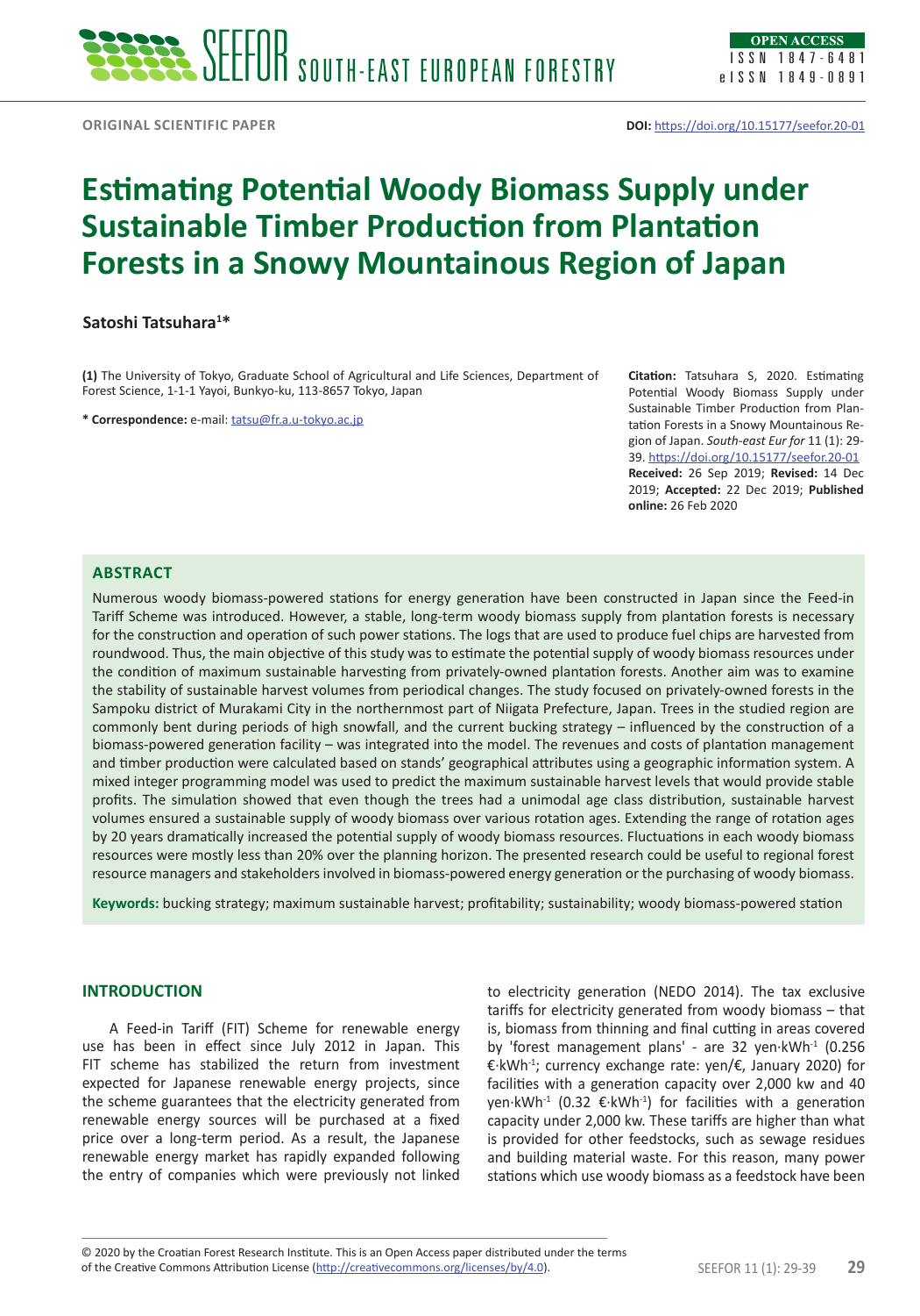ORIGINAL SCIENTIFIC PAPER

**DOI:** https://doi.org/10.15177/seefor.20-01

# Estimating Potential Woody Biomass Supply under Sustainable Timber Production from Plantation Forests in a Snowy Mountainous Region of Japan

**Satoshi Tatsuhara[1]***

**(1)** The University of Tokyo, Graduate School of Agricultural and Life Sciences, Department of Forest Science, 1-1-1 Yayoi, Bunkyo-ku, 113-8657 Tokyo, Japan

**\* Correspondence:** e-mail: tatsu@fr.a.u-tokyo.ac.jp

**Citation:** Tatsuhara S, 2020. Estimating Potential Woody Biomass Supply under Sustainable Timber Production from Plantation Forests in a Snowy Mountainous Region of Japan. *South-east Eur for* 11 (1): 29-39. https://doi.org/10.15177/seefor.20-01
**Received:** 26 Sep 2019; **Revised:** 14 Dec 2019; **Accepted:** 22 Dec 2019; **Published online:** 26 Feb 2020

## ABSTRACT

Numerous woody biomass-powered stations for energy generation have been constructed in Japan since the Feed-in Tariff Scheme was introduced. However, a stable, long-term woody biomass supply from plantation forests is necessary for the construction and operation of such power stations. The logs that are used to produce fuel chips are harvested from roundwood. Thus, the main objective of this study was to estimate the potential supply of woody biomass resources under the condition of maximum sustainable harvesting from privately-owned plantation forests. Another aim was to examine the stability of sustainable harvest volumes from periodical changes. The study focused on privately-owned forests in the Sampoku district of Murakami City in the northernmost part of Niigata Prefecture, Japan. Trees in the studied region are commonly bent during periods of high snowfall, and the current bucking strategy – influenced by the construction of a biomass-powered generation facility – was integrated into the model. The revenues and costs of plantation management and timber production were calculated based on stands' geographical attributes using a geographic information system. A mixed integer programming model was used to predict the maximum sustainable harvest levels that would provide stable profits. The simulation showed that even though the trees had a unimodal age class distribution, sustainable harvest volumes ensured a sustainable supply of woody biomass over various rotation ages. Extending the range of rotation ages by 20 years dramatically increased the potential supply of woody biomass resources. Fluctuations in each woody biomass resources were mostly less than 20% over the planning horizon. The presented research could be useful to regional forest resource managers and stakeholders involved in biomass-powered energy generation or the purchasing of woody biomass.

**Keywords:** bucking strategy; maximum sustainable harvest; profitability; sustainability; woody biomass-powered station

## INTRODUCTION

A Feed-in Tariff (FIT) Scheme for renewable energy use has been in effect since July 2012 in Japan. This FIT scheme has stabilized the return from investment expected for Japanese renewable energy projects, since the scheme guarantees that the electricity generated from renewable energy sources will be purchased at a fixed price over a long-term period. As a result, the Japanese renewable energy market has rapidly expanded following the entry of companies which were previously not linked to electricity generation (NEDO 2014). The tax exclusive tariffs for electricity generated from woody biomass – that is, biomass from thinning and final cutting in areas covered by 'forest management plans' - are 32 yen·kWh$^{-1}$ (0.256 €·kWh$^{-1}$; currency exchange rate: yen/€, January 2020) for facilities with a generation capacity over 2,000 kw and 40 yen·kWh$^{-1}$ (0.32 €·kWh$^{-1}$) for facilities with a generation capacity under 2,000 kw. These tariffs are higher than what is provided for other feedstocks, such as sewage residues and building material waste. For this reason, many power stations which use woody biomass as a feedstock have been

© 2020 by the Croatian Forest Research Institute. This is an Open Access paper distributed under the terms of the Creative Commons Attribution License (http://creativecommons.org/licenses/by/4.0).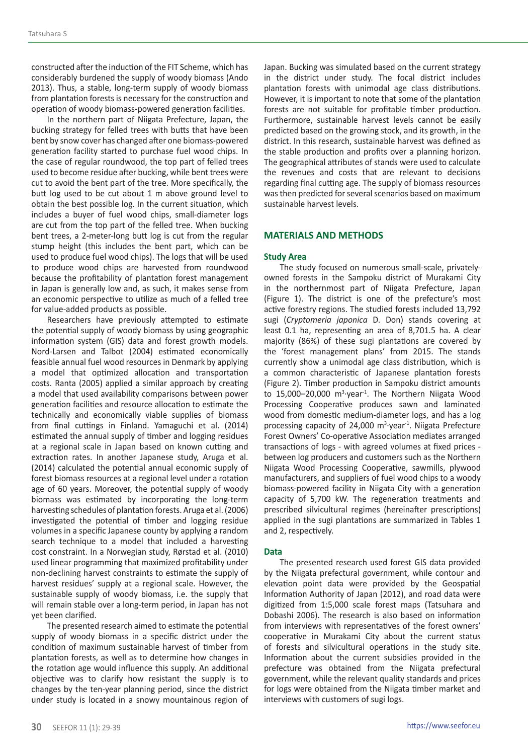constructed after the induction of the FIT Scheme, which has considerably burdened the supply of woody biomass (Ando 2013). Thus, a stable, long-term supply of woody biomass from plantation forests is necessary for the construction and operation of woody biomass-powered generation facilities.

In the northern part of Niigata Prefecture, Japan, the bucking strategy for felled trees with butts that have been bent by snow cover has changed after one biomass-powered generation facility started to purchase fuel wood chips. In the case of regular roundwood, the top part of felled trees used to become residue after bucking, while bent trees were cut to avoid the bent part of the tree. More specifically, the butt log used to be cut about 1 m above ground level to obtain the best possible log. In the current situation, which includes a buyer of fuel wood chips, small-diameter logs are cut from the top part of the felled tree. When bucking bent trees, a 2-meter-long butt log is cut from the regular stump height (this includes the bent part, which can be used to produce fuel wood chips). The logs that will be used to produce wood chips are harvested from roundwood because the profitability of plantation forest management in Japan is generally low and, as such, it makes sense from an economic perspective to utilize as much of a felled tree for value-added products as possible.

Researchers have previously attempted to estimate the potential supply of woody biomass by using geographic information system (GIS) data and forest growth models. Nord-Larsen and Talbot (2004) estimated economically feasible annual fuel wood resources in Denmark by applying a model that optimized allocation and transportation costs. Ranta (2005) applied a similar approach by creating a model that used availability comparisons between power generation facilities and resource allocation to estimate the technically and economically viable supplies of biomass from final cuttings in Finland. Yamaguchi et al. (2014) estimated the annual supply of timber and logging residues at a regional scale in Japan based on known cutting and extraction rates. In another Japanese study, Aruga et al. (2014) calculated the potential annual economic supply of forest biomass resources at a regional level under a rotation age of 60 years. Moreover, the potential supply of woody biomass was estimated by incorporating the long-term harvesting schedules of plantation forests. Aruga et al. (2006) investigated the potential of timber and logging residue volumes in a specific Japanese county by applying a random search technique to a model that included a harvesting cost constraint. In a Norwegian study, Rørstad et al. (2010) used linear programming that maximized profitability under non-declining harvest constraints to estimate the supply of harvest residues' supply at a regional scale. However, the sustainable supply of woody biomass, i.e. the supply that will remain stable over a long-term period, in Japan has not yet been clarified.

The presented research aimed to estimate the potential supply of woody biomass in a specific district under the condition of maximum sustainable harvest of timber from plantation forests, as well as to determine how changes in the rotation age would influence this supply. An additional objective was to clarify how resistant the supply is to changes by the ten-year planning period, since the district under study is located in a snowy mountainous region of Japan. Bucking was simulated based on the current strategy in the district under study. The focal district includes plantation forests with unimodal age class distributions. However, it is important to note that some of the plantation forests are not suitable for profitable timber production. Furthermore, sustainable harvest levels cannot be easily predicted based on the growing stock, and its growth, in the district. In this research, sustainable harvest was defined as the stable production and profits over a planning horizon. The geographical attributes of stands were used to calculate the revenues and costs that are relevant to decisions regarding final cutting age. The supply of biomass resources was then predicted for several scenarios based on maximum sustainable harvest levels.

## MATERIALS AND METHODS

### Study Area

The study focused on numerous small-scale, privately-owned forests in the Sampoku district of Murakami City in the northernmost part of Niigata Prefecture, Japan (Figure 1). The district is one of the prefecture's most active forestry regions. The studied forests included 13,792 sugi (*Cryptomeria japonica* D. Don) stands covering at least 0.1 ha, representing an area of 8,701.5 ha. A clear majority (86%) of these sugi plantations are covered by the 'forest management plans' from 2015. The stands currently show a unimodal age class distribution, which is a common characteristic of Japanese plantation forests (Figure 2). Timber production in Sampoku district amounts to 15,000–20,000 $m^3 \cdot year^{-1}$. The Northern Niigata Wood Processing Cooperative produces sawn and laminated wood from domestic medium-diameter logs, and has a log processing capacity of 24,000 $m^3 \cdot year^{-1}$. Niigata Prefecture Forest Owners' Co-operative Association mediates arranged transactions of logs - with agreed volumes at fixed prices - between log producers and customers such as the Northern Niigata Wood Processing Cooperative, sawmills, plywood manufacturers, and suppliers of fuel wood chips to a woody biomass-powered facility in Niigata City with a generation capacity of 5,700 kW. The regeneration treatments and prescribed silvicultural regimes (hereinafter prescriptions) applied in the sugi plantations are summarized in Tables 1 and 2, respectively.

### Data

The presented research used forest GIS data provided by the Niigata prefectural government, while contour and elevation point data were provided by the Geospatial Information Authority of Japan (2012), and road data were digitized from 1:5,000 scale forest maps (Tatsuhara and Dobashi 2006). The research is also based on information from interviews with representatives of the forest owners' cooperative in Murakami City about the current status of forests and silvicultural operations in the study site. Information about the current subsidies provided in the prefecture was obtained from the Niigata prefectural government, while the relevant quality standards and prices for logs were obtained from the Niigata timber market and interviews with customers of sugi logs.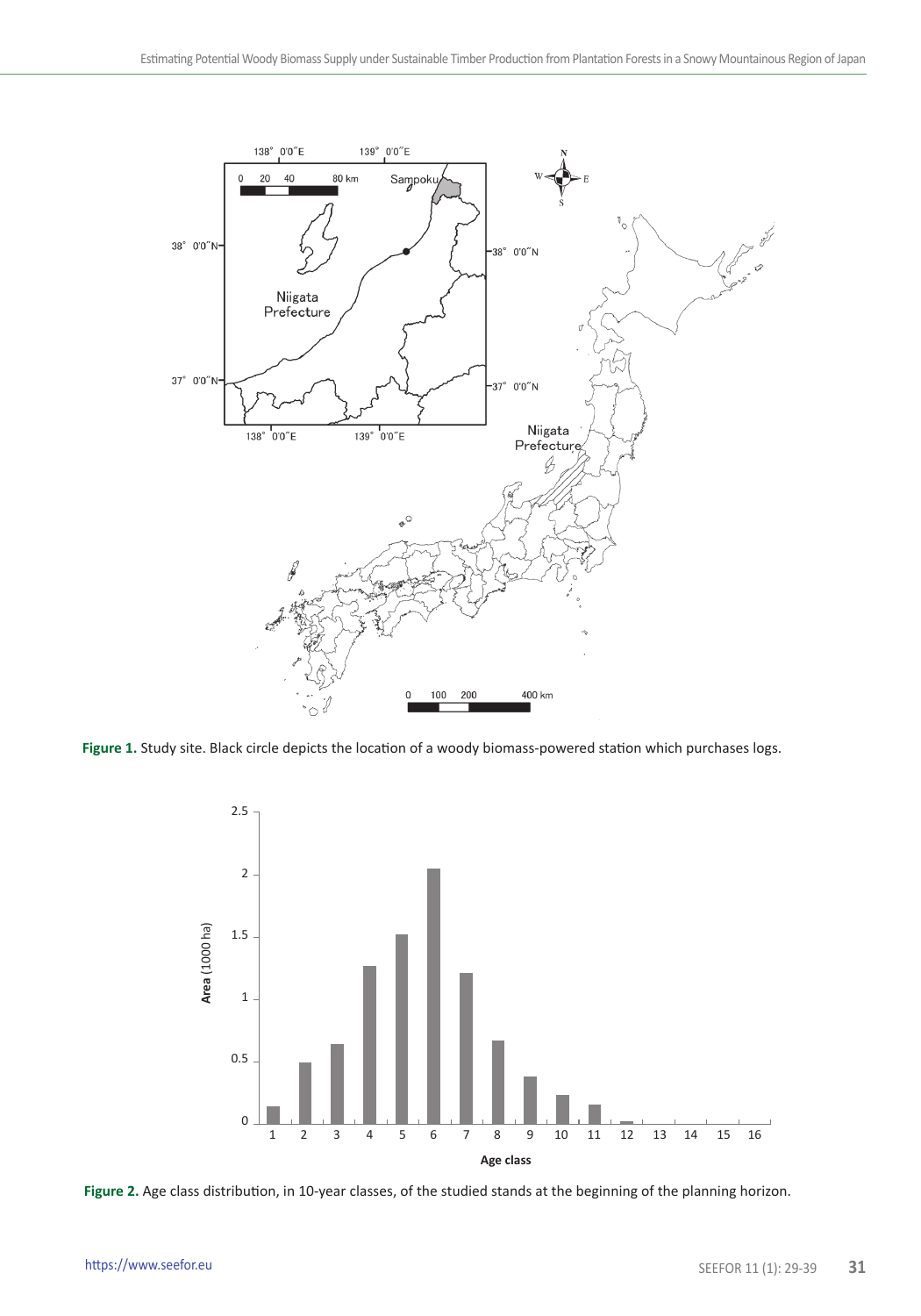Figure 1. Study site. Black circle depicts the location of a woody biomass-powered station which purchases logs.

Figure 2. Age class distribution, in 10-year classes, of the studied stands at the beginning of the planning horizon.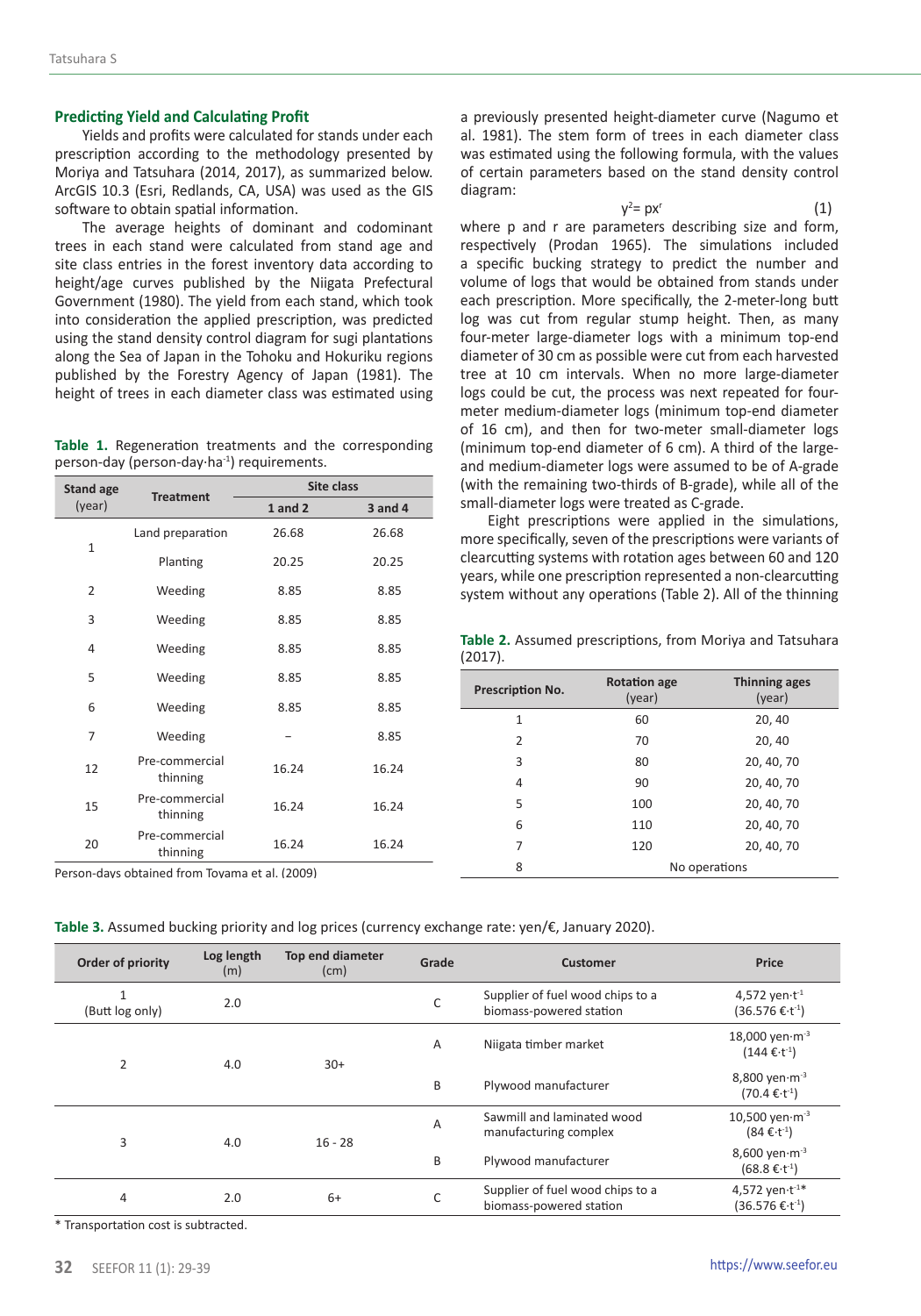## Predicting Yield and Calculating Profit

Yields and profits were calculated for stands under each prescription according to the methodology presented by Moriya and Tatsuhara (2014, 2017), as summarized below. ArcGIS 10.3 (Esri, Redlands, CA, USA) was used as the GIS software to obtain spatial information.

The average heights of dominant and codominant trees in each stand were calculated from stand age and site class entries in the forest inventory data according to height/age curves published by the Niigata Prefectural Government (1980). The yield from each stand, which took into consideration the applied prescription, was predicted using the stand density control diagram for sugi plantations along the Sea of Japan in the Tohoku and Hokuriku regions published by the Forestry Agency of Japan (1981). The height of trees in each diameter class was estimated using a previously presented height-diameter curve (Nagumo et al. 1981). The stem form of trees in each diameter class was estimated using the following formula, with the values of certain parameters based on the stand density control diagram:

$$y^2 = px^r \quad (1)$$

where p and r are parameters describing size and form, respectively (Prodan 1965). The simulations included a specific bucking strategy to predict the number and volume of logs that would be obtained from stands under each prescription. More specifically, the 2-meter-long butt log was cut from regular stump height. Then, as many four-meter large-diameter logs with a minimum top-end diameter of 30 cm as possible were cut from each harvested tree at 10 cm intervals. When no more large-diameter logs could be cut, the process was next repeated for four-meter medium-diameter logs (minimum top-end diameter of 16 cm), and then for two-meter small-diameter logs (minimum top-end diameter of 6 cm). A third of the large- and medium-diameter logs were assumed to be of A-grade (with the remaining two-thirds of B-grade), while all of the small-diameter logs were treated as C-grade.

Eight prescriptions were applied in the simulations, more specifically, seven of the prescriptions were variants of clearcutting systems with rotation ages between 60 and 120 years, while one prescription represented a non-clearcutting system without any operations (Table 2). All of the thinning

**Table 1.** Regeneration treatments and the corresponding person-day (person-day·ha$^{-1}$) requirements.

| Stand age (year) | Treatment | Site class | |
|---|---|---|---|
| | | 1 and 2 | 3 and 4 |
| 1 | Land preparation | 26.68 | 26.68 |
| | Planting | 20.25 | 20.25 |
| 2 | Weeding | 8.85 | 8.85 |
| 3 | Weeding | 8.85 | 8.85 |
| 4 | Weeding | 8.85 | 8.85 |
| 5 | Weeding | 8.85 | 8.85 |
| 6 | Weeding | 8.85 | 8.85 |
| 7 | Weeding | – | 8.85 |
| 12 | Pre-commercial thinning | 16.24 | 16.24 |
| 15 | Pre-commercial thinning | 16.24 | 16.24 |
| 20 | Pre-commercial thinning | 16.24 | 16.24 |

Person-days obtained from Toyama et al. (2009)

**Table 2.** Assumed prescriptions, from Moriya and Tatsuhara (2017).

| Prescription No. | Rotation age (year) | Thinning ages (year) |
|---|---|---|
| 1 | 60 | 20, 40 |
| 2 | 70 | 20, 40 |
| 3 | 80 | 20, 40, 70 |
| 4 | 90 | 20, 40, 70 |
| 5 | 100 | 20, 40, 70 |
| 6 | 110 | 20, 40, 70 |
| 7 | 120 | 20, 40, 70 |
| 8 | No operations | |

**Table 3.** Assumed bucking priority and log prices (currency exchange rate: yen/€, January 2020).

| Order of priority | Log length (m) | Top end diameter (cm) | Grade | Customer | Price |
|---|---|---|---|---|---|
| 1 (Butt log only) | 2.0 | | C | Supplier of fuel wood chips to a biomass-powered station | 4,572 yen·t$^{-1}$ (36.576 €·t$^{-1}$) |
| 2 | 4.0 | 30+ | A | Niigata timber market | 18,000 yen·m$^{-3}$ (144 €·t$^{-1}$) |
| | | | B | Plywood manufacturer | 8,800 yen·m$^{-3}$ (70.4 €·t$^{-1}$) |
| 3 | 4.0 | 16 - 28 | A | Sawmill and laminated wood manufacturing complex | 10,500 yen·m$^{-3}$ (84 €·t$^{-1}$) |
| | | | B | Plywood manufacturer | 8,600 yen·m$^{-3}$ (68.8 €·t$^{-1}$) |
| 4 | 2.0 | 6+ | C | Supplier of fuel wood chips to a biomass-powered station | 4,572 yen·t$^{-1}$* (36.576 €·t$^{-1}$) |

* Transportation cost is subtracted.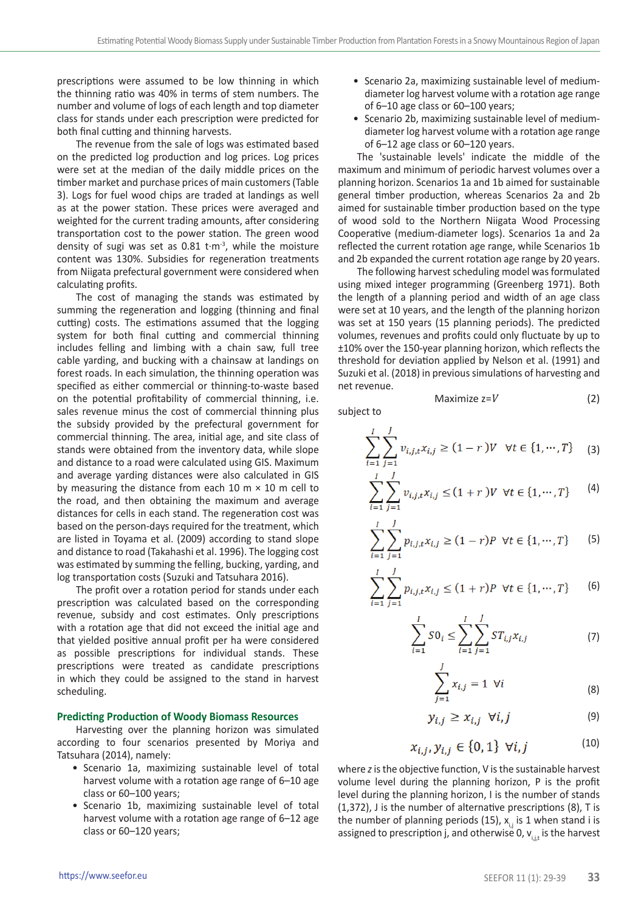prescriptions were assumed to be low thinning in which the thinning ratio was 40% in terms of stem numbers. The number and volume of logs of each length and top diameter class for stands under each prescription were predicted for both final cutting and thinning harvests.

The revenue from the sale of logs was estimated based on the predicted log production and log prices. Log prices were set at the median of the daily middle prices on the timber market and purchase prices of main customers (Table 3). Logs for fuel wood chips are traded at landings as well as at the power station. These prices were averaged and weighted for the current trading amounts, after considering transportation cost to the power station. The green wood density of sugi was set as 0.81 t·m$^{-3}$, while the moisture content was 130%. Subsidies for regeneration treatments from Niigata prefectural government were considered when calculating profits.

The cost of managing the stands was estimated by summing the regeneration and logging (thinning and final cutting) costs. The estimations assumed that the logging system for both final cutting and commercial thinning includes felling and limbing with a chain saw, full tree cable yarding, and bucking with a chainsaw at landings on forest roads. In each simulation, the thinning operation was specified as either commercial or thinning-to-waste based on the potential profitability of commercial thinning, i.e. sales revenue minus the cost of commercial thinning plus the subsidy provided by the prefectural government for commercial thinning. The area, initial age, and site class of stands were obtained from the inventory data, while slope and distance to a road were calculated using GIS. Maximum and average yarding distances were also calculated in GIS by measuring the distance from each 10 m × 10 m cell to the road, and then obtaining the maximum and average distances for cells in each stand. The regeneration cost was based on the person-days required for the treatment, which are listed in Toyama et al. (2009) according to stand slope and distance to road (Takahashi et al. 1996). The logging cost was estimated by summing the felling, bucking, yarding, and log transportation costs (Suzuki and Tatsuhara 2016).

The profit over a rotation period for stands under each prescription was calculated based on the corresponding revenue, subsidy and cost estimates. Only prescriptions with a rotation age that did not exceed the initial age and that yielded positive annual profit per ha were considered as possible prescriptions for individual stands. These prescriptions were treated as candidate prescriptions in which they could be assigned to the stand in harvest scheduling.

### Predicting Production of Woody Biomass Resources

Harvesting over the planning horizon was simulated according to four scenarios presented by Moriya and Tatsuhara (2014), namely:

- Scenario 1a, maximizing sustainable level of total harvest volume with a rotation age range of 6–10 age class or 60–100 years;
- Scenario 1b, maximizing sustainable level of total harvest volume with a rotation age range of 6–12 age class or 60–120 years;
- Scenario 2a, maximizing sustainable level of medium-diameter log harvest volume with a rotation age range of 6–10 age class or 60–100 years;
- Scenario 2b, maximizing sustainable level of medium-diameter log harvest volume with a rotation age range of 6–12 age class or 60–120 years.

The 'sustainable levels' indicate the middle of the maximum and minimum of periodic harvest volumes over a planning horizon. Scenarios 1a and 1b aimed for sustainable general timber production, whereas Scenarios 2a and 2b aimed for sustainable timber production based on the type of wood sold to the Northern Niigata Wood Processing Cooperative (medium-diameter logs). Scenarios 1a and 2a reflected the current rotation age range, while Scenarios 1b and 2b expanded the current rotation age range by 20 years.

The following harvest scheduling model was formulated using mixed integer programming (Greenberg 1971). Both the length of a planning period and width of an age class were set at 10 years, and the length of the planning horizon was set at 150 years (15 planning periods). The predicted volumes, revenues and profits could only fluctuate by up to ±10% over the 150-year planning horizon, which reflects the threshold for deviation applied by Nelson et al. (1991) and Suzuki et al. (2018) in previous simulations of harvesting and net revenue.

$$\text{Maximize } z = V \tag{2}$$

subject to

$$\sum_{i=1}^{I}\sum_{j=1}^{J} v_{i,j,t}x_{i,j} \geq (1-r)V \quad \forall t \in \{1,\cdots,T\} \tag{3}$$

$$\sum_{i=1}^{I}\sum_{j=1}^{J} v_{i,j,t}x_{i,j} \leq (1+r)V \quad \forall t \in \{1,\cdots,T\} \tag{4}$$

$$\sum_{i=1}^{I}\sum_{j=1}^{J} p_{i,j,t}x_{i,j} \geq (1-r)P \quad \forall t \in \{1,\cdots,T\} \tag{5}$$

$$\sum_{i=1}^{I}\sum_{j=1}^{J} p_{i,j,t}x_{i,j} \leq (1+r)P \quad \forall t \in \{1,\cdots,T\} \tag{6}$$

$$\sum_{i=1}^{I} S0_i \leq \sum_{i=1}^{I}\sum_{j=1}^{J} ST_{i,j}x_{i,j} \tag{7}$$

$$\sum_{j=1}^{J} x_{i,j} = 1 \quad \forall i \tag{8}$$

$$y_{i,j} \geq x_{i,j} \quad \forall i,j \tag{9}$$

$$x_{i,j}, y_{i,j} \in \{0,1\} \quad \forall i,j \tag{10}$$

where $z$ is the objective function, V is the sustainable harvest volume level during the planning horizon, P is the profit level during the planning horizon, I is the number of stands (1,372), J is the number of alternative prescriptions (8), T is the number of planning periods (15), $x_{i,j}$ is 1 when stand i is assigned to prescription j, and otherwise 0, $v_{i,j,t}$ is the harvest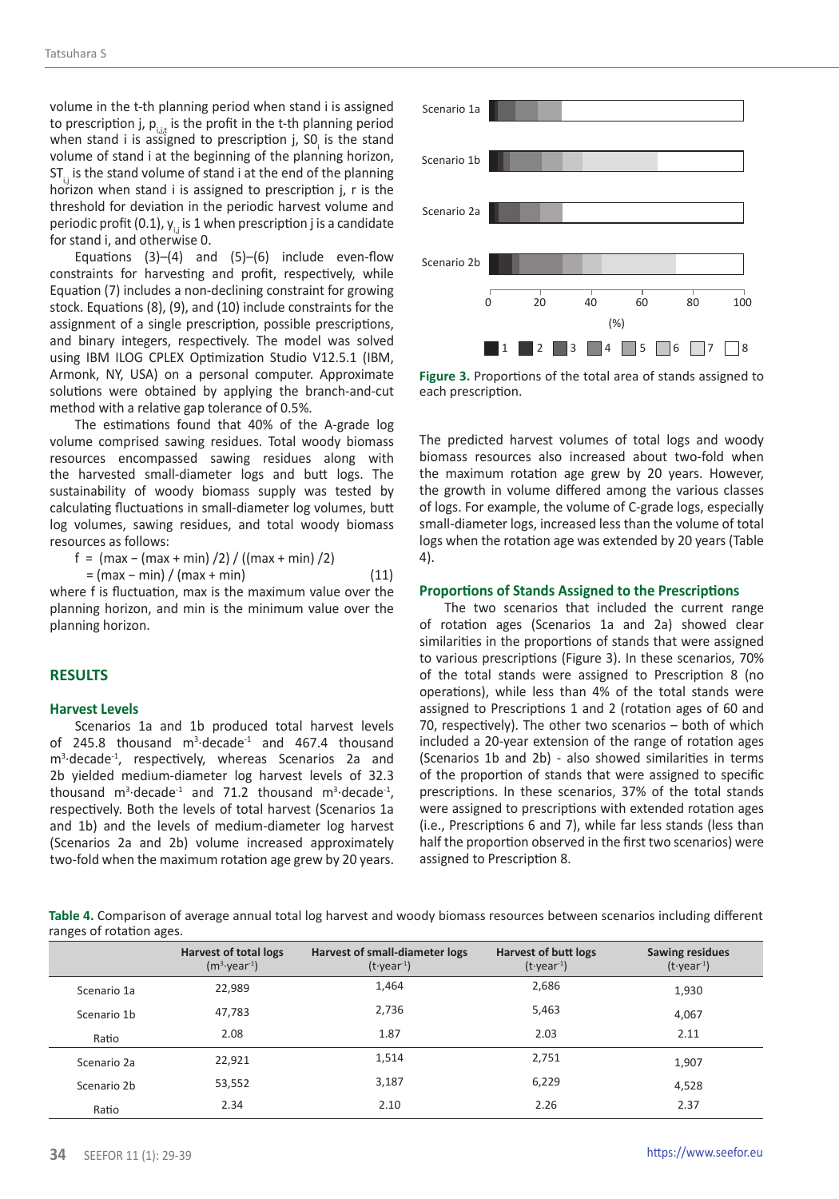volume in the t-th planning period when stand i is assigned to prescription j, $p_{i,j,t}$ is the profit in the t-th planning period when stand i is assigned to prescription j, $SO_i$ is the stand volume of stand i at the beginning of the planning horizon, $ST_{i,j}$ is the stand volume of stand i at the end of the planning horizon when stand i is assigned to prescription j, r is the threshold for deviation in the periodic harvest volume and periodic profit (0.1), $y_{i,j}$ is 1 when prescription j is a candidate for stand i, and otherwise 0.

Equations (3)–(4) and (5)–(6) include even-flow constraints for harvesting and profit, respectively, while Equation (7) includes a non-declining constraint for growing stock. Equations (8), (9), and (10) include constraints for the assignment of a single prescription, possible prescriptions, and binary integers, respectively. The model was solved using IBM ILOG CPLEX Optimization Studio V12.5.1 (IBM, Armonk, NY, USA) on a personal computer. Approximate solutions were obtained by applying the branch-and-cut method with a relative gap tolerance of 0.5%.

The estimations found that 40% of the A-grade log volume comprised sawing residues. Total woody biomass resources encompassed sawing residues along with the harvested small-diameter logs and butt logs. The sustainability of woody biomass supply was tested by calculating fluctuations in small-diameter log volumes, butt log volumes, sawing residues, and total woody biomass resources as follows:

$$f = (\max - (\max + \min)/2) / ((\max + \min)/2) = (\max - \min) / (\max + \min) \quad (11)$$

where f is fluctuation, max is the maximum value over the planning horizon, and min is the minimum value over the planning horizon.

## RESULTS

### Harvest Levels

Scenarios 1a and 1b produced total harvest levels of 245.8 thousand $m^3 \cdot decade^{-1}$ and 467.4 thousand $m^3 \cdot decade^{-1}$, respectively, whereas Scenarios 2a and 2b yielded medium-diameter log harvest levels of 32.3 thousand $m^3 \cdot decade^{-1}$ and 71.2 thousand $m^3 \cdot decade^{-1}$, respectively. Both the levels of total harvest (Scenarios 1a and 1b) and the levels of medium-diameter log harvest (Scenarios 2a and 2b) volume increased approximately two-fold when the maximum rotation age grew by 20 years.

Figure 3. Proportions of the total area of stands assigned to each prescription.

The predicted harvest volumes of total logs and woody biomass resources also increased about two-fold when the maximum rotation age grew by 20 years. However, the growth in volume differed among the various classes of logs. For example, the volume of C-grade logs, especially small-diameter logs, increased less than the volume of total logs when the rotation age was extended by 20 years (Table 4).

### Proportions of Stands Assigned to the Prescriptions

The two scenarios that included the current range of rotation ages (Scenarios 1a and 2a) showed clear similarities in the proportions of stands that were assigned to various prescriptions (Figure 3). In these scenarios, 70% of the total stands were assigned to Prescription 8 (no operations), while less than 4% of the total stands were assigned to Prescriptions 1 and 2 (rotation ages of 60 and 70, respectively). The other two scenarios – both of which included a 20-year extension of the range of rotation ages (Scenarios 1b and 2b) - also showed similarities in terms of the proportion of stands that were assigned to specific prescriptions. In these scenarios, 37% of the total stands were assigned to prescriptions with extended rotation ages (i.e., Prescriptions 6 and 7), while far less stands (less than half the proportion observed in the first two scenarios) were assigned to Prescription 8.

**Table 4.** Comparison of average annual total log harvest and woody biomass resources between scenarios including different ranges of rotation ages.

| | Harvest of total logs ($m^3 \cdot year^{-1}$) | Harvest of small-diameter logs ($t \cdot year^{-1}$) | Harvest of butt logs ($t \cdot year^{-1}$) | Sawing residues ($t \cdot year^{-1}$) |
|---|---|---|---|---|
| Scenario 1a | 22,989 | 1,464 | 2,686 | 1,930 |
| Scenario 1b | 47,783 | 2,736 | 5,463 | 4,067 |
| Ratio | 2.08 | 1.87 | 2.03 | 2.11 |
| Scenario 2a | 22,921 | 1,514 | 2,751 | 1,907 |
| Scenario 2b | 53,552 | 3,187 | 6,229 | 4,528 |
| Ratio | 2.34 | 2.10 | 2.26 | 2.37 |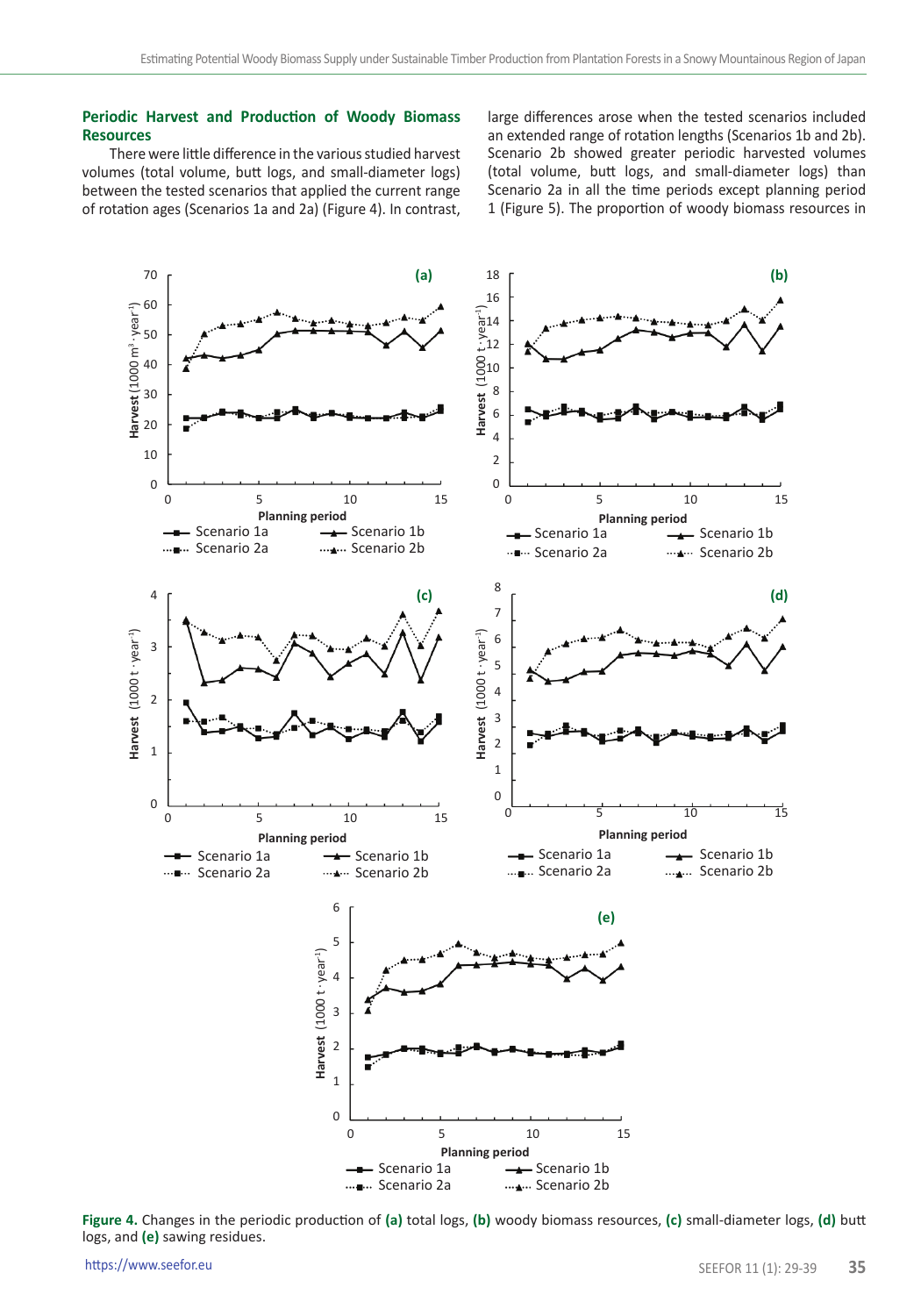### Periodic Harvest and Production of Woody Biomass Resources

There were little difference in the various studied harvest volumes (total volume, butt logs, and small-diameter logs) between the tested scenarios that applied the current range of rotation ages (Scenarios 1a and 2a) (Figure 4). In contrast, large differences arose when the tested scenarios included an extended range of rotation lengths (Scenarios 1b and 2b). Scenario 2b showed greater periodic harvested volumes (total volume, butt logs, and small-diameter logs) than Scenario 2a in all the time periods except planning period 1 (Figure 5). The proportion of woody biomass resources in

**Figure 4.** Changes in the periodic production of **(a)** total logs, **(b)** woody biomass resources, **(c)** small-diameter logs, **(d)** butt logs, and **(e)** sawing residues.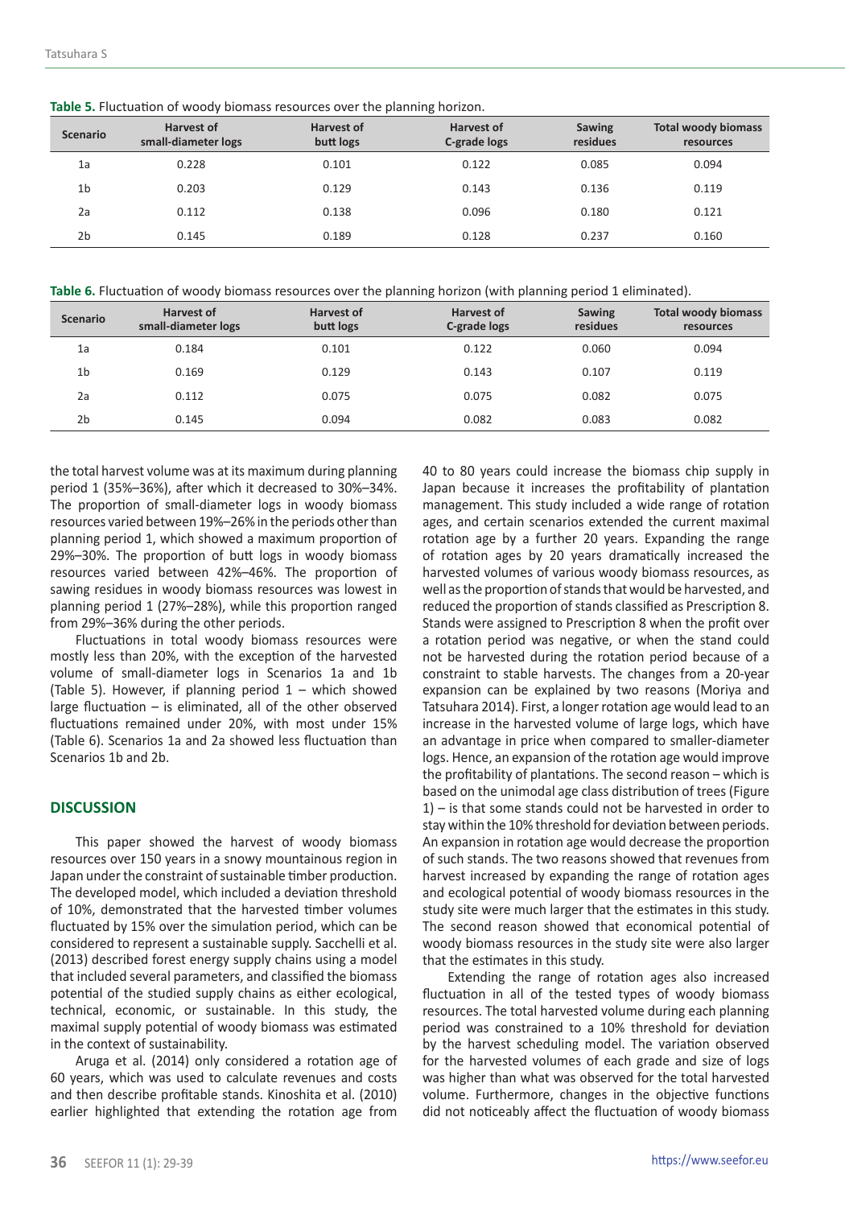**Table 5.** Fluctuation of woody biomass resources over the planning horizon.

| Scenario | Harvest of small-diameter logs | Harvest of butt logs | Harvest of C-grade logs | Sawing residues | Total woody biomass resources |
|---|---|---|---|---|---|
| 1a | 0.228 | 0.101 | 0.122 | 0.085 | 0.094 |
| 1b | 0.203 | 0.129 | 0.143 | 0.136 | 0.119 |
| 2a | 0.112 | 0.138 | 0.096 | 0.180 | 0.121 |
| 2b | 0.145 | 0.189 | 0.128 | 0.237 | 0.160 |

**Table 6.** Fluctuation of woody biomass resources over the planning horizon (with planning period 1 eliminated).

| Scenario | Harvest of small-diameter logs | Harvest of butt logs | Harvest of C-grade logs | Sawing residues | Total woody biomass resources |
|---|---|---|---|---|---|
| 1a | 0.184 | 0.101 | 0.122 | 0.060 | 0.094 |
| 1b | 0.169 | 0.129 | 0.143 | 0.107 | 0.119 |
| 2a | 0.112 | 0.075 | 0.075 | 0.082 | 0.075 |
| 2b | 0.145 | 0.094 | 0.082 | 0.083 | 0.082 |

the total harvest volume was at its maximum during planning period 1 (35%–36%), after which it decreased to 30%–34%. The proportion of small-diameter logs in woody biomass resources varied between 19%–26% in the periods other than planning period 1, which showed a maximum proportion of 29%–30%. The proportion of butt logs in woody biomass resources varied between 42%–46%. The proportion of sawing residues in woody biomass resources was lowest in planning period 1 (27%–28%), while this proportion ranged from 29%–36% during the other periods.

Fluctuations in total woody biomass resources were mostly less than 20%, with the exception of the harvested volume of small-diameter logs in Scenarios 1a and 1b (Table 5). However, if planning period 1 – which showed large fluctuation – is eliminated, all of the other observed fluctuations remained under 20%, with most under 15% (Table 6). Scenarios 1a and 2a showed less fluctuation than Scenarios 1b and 2b.

## DISCUSSION

This paper showed the harvest of woody biomass resources over 150 years in a snowy mountainous region in Japan under the constraint of sustainable timber production. The developed model, which included a deviation threshold of 10%, demonstrated that the harvested timber volumes fluctuated by 15% over the simulation period, which can be considered to represent a sustainable supply. Sacchelli et al. (2013) described forest energy supply chains using a model that included several parameters, and classified the biomass potential of the studied supply chains as either ecological, technical, economic, or sustainable. In this study, the maximal supply potential of woody biomass was estimated in the context of sustainability.

Aruga et al. (2014) only considered a rotation age of 60 years, which was used to calculate revenues and costs and then describe profitable stands. Kinoshita et al. (2010) earlier highlighted that extending the rotation age from 40 to 80 years could increase the biomass chip supply in Japan because it increases the profitability of plantation management. This study included a wide range of rotation ages, and certain scenarios extended the current maximal rotation age by a further 20 years. Expanding the range of rotation ages by 20 years dramatically increased the harvested volumes of various woody biomass resources, as well as the proportion of stands that would be harvested, and reduced the proportion of stands classified as Prescription 8. Stands were assigned to Prescription 8 when the profit over a rotation period was negative, or when the stand could not be harvested during the rotation period because of a constraint to stable harvests. The changes from a 20-year expansion can be explained by two reasons (Moriya and Tatsuhara 2014). First, a longer rotation age would lead to an increase in the harvested volume of large logs, which have an advantage in price when compared to smaller-diameter logs. Hence, an expansion of the rotation age would improve the profitability of plantations. The second reason – which is based on the unimodal age class distribution of trees (Figure 1) – is that some stands could not be harvested in order to stay within the 10% threshold for deviation between periods. An expansion in rotation age would decrease the proportion of such stands. The two reasons showed that revenues from harvest increased by expanding the range of rotation ages and ecological potential of woody biomass resources in the study site were much larger that the estimates in this study. The second reason showed that economical potential of woody biomass resources in the study site were also larger that the estimates in this study.

Extending the range of rotation ages also increased fluctuation in all of the tested types of woody biomass resources. The total harvested volume during each planning period was constrained to a 10% threshold for deviation by the harvest scheduling model. The variation observed for the harvested volumes of each grade and size of logs was higher than what was observed for the total harvested volume. Furthermore, changes in the objective functions did not noticeably affect the fluctuation of woody biomass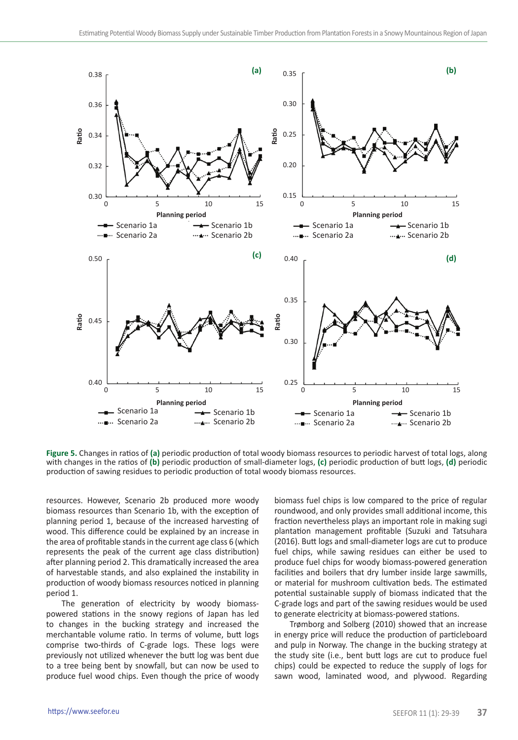**Figure 5.** Changes in ratios of **(a)** periodic production of total woody biomass resources to periodic harvest of total logs, along with changes in the ratios of **(b)** periodic production of small-diameter logs, **(c)** periodic production of butt logs, **(d)** periodic production of sawing residues to periodic production of total woody biomass resources.

resources. However, Scenario 2b produced more woody biomass resources than Scenario 1b, with the exception of planning period 1, because of the increased harvesting of wood. This difference could be explained by an increase in the area of profitable stands in the current age class 6 (which represents the peak of the current age class distribution) after planning period 2. This dramatically increased the area of harvestable stands, and also explained the instability in production of woody biomass resources noticed in planning period 1.

The generation of electricity by woody biomass-powered stations in the snowy regions of Japan has led to changes in the bucking strategy and increased the merchantable volume ratio. In terms of volume, butt logs comprise two-thirds of C-grade logs. These logs were previously not utilized whenever the butt log was bent due to a tree being bent by snowfall, but can now be used to produce fuel wood chips. Even though the price of woody biomass fuel chips is low compared to the price of regular roundwood, and only provides small additional income, this fraction nevertheless plays an important role in making sugi plantation management profitable (Suzuki and Tatsuhara (2016). Butt logs and small-diameter logs are cut to produce fuel chips, while sawing residues can either be used to produce fuel chips for woody biomass-powered generation facilities and boilers that dry lumber inside large sawmills, or material for mushroom cultivation beds. The estimated potential sustainable supply of biomass indicated that the C-grade logs and part of the sawing residues would be used to generate electricity at biomass-powered stations.

Trømborg and Solberg (2010) showed that an increase in energy price will reduce the production of particleboard and pulp in Norway. The change in the bucking strategy at the study site (i.e., bent butt logs are cut to produce fuel chips) could be expected to reduce the supply of logs for sawn wood, laminated wood, and plywood. Regarding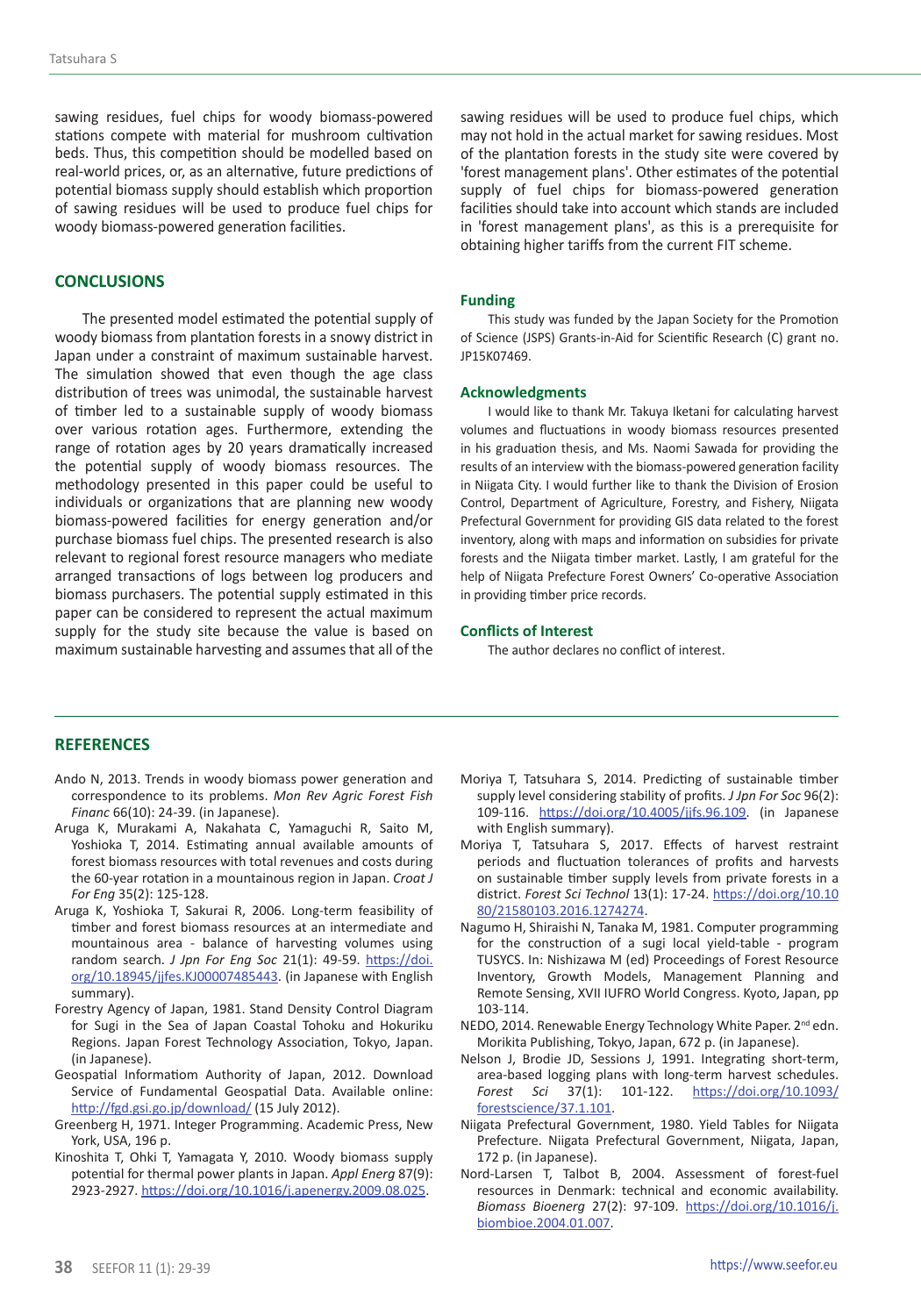sawing residues, fuel chips for woody biomass-powered stations compete with material for mushroom cultivation beds. Thus, this competition should be modelled based on real-world prices, or, as an alternative, future predictions of potential biomass supply should establish which proportion of sawing residues will be used to produce fuel chips for woody biomass-powered generation facilities.

## CONCLUSIONS

The presented model estimated the potential supply of woody biomass from plantation forests in a snowy district in Japan under a constraint of maximum sustainable harvest. The simulation showed that even though the age class distribution of trees was unimodal, the sustainable harvest of timber led to a sustainable supply of woody biomass over various rotation ages. Furthermore, extending the range of rotation ages by 20 years dramatically increased the potential supply of woody biomass resources. The methodology presented in this paper could be useful to individuals or organizations that are planning new woody biomass-powered facilities for energy generation and/or purchase biomass fuel chips. The presented research is also relevant to regional forest resource managers who mediate arranged transactions of logs between log producers and biomass purchasers. The potential supply estimated in this paper can be considered to represent the actual maximum supply for the study site because the value is based on maximum sustainable harvesting and assumes that all of the sawing residues will be used to produce fuel chips, which may not hold in the actual market for sawing residues. Most of the plantation forests in the study site were covered by 'forest management plans'. Other estimates of the potential supply of fuel chips for biomass-powered generation facilities should take into account which stands are included in 'forest management plans', as this is a prerequisite for obtaining higher tariffs from the current FIT scheme.

### Funding

This study was funded by the Japan Society for the Promotion of Science (JSPS) Grants-in-Aid for Scientific Research (C) grant no. JP15K07469.

### Acknowledgments

I would like to thank Mr. Takuya Iketani for calculating harvest volumes and fluctuations in woody biomass resources presented in his graduation thesis, and Ms. Naomi Sawada for providing the results of an interview with the biomass-powered generation facility in Niigata City. I would further like to thank the Division of Erosion Control, Department of Agriculture, Forestry, and Fishery, Niigata Prefectural Government for providing GIS data related to the forest inventory, along with maps and information on subsidies for private forests and the Niigata timber market. Lastly, I am grateful for the help of Niigata Prefecture Forest Owners' Co-operative Association in providing timber price records.

### Conflicts of Interest

The author declares no conflict of interest.

## REFERENCES

Ando N, 2013. Trends in woody biomass power generation and correspondence to its problems. *Mon Rev Agric Forest Fish Financ* 66(10): 24-39. (in Japanese).

Aruga K, Murakami A, Nakahata C, Yamaguchi R, Saito M, Yoshioka T, 2014. Estimating annual available amounts of forest biomass resources with total revenues and costs during the 60-year rotation in a mountainous region in Japan. *Croat J For Eng* 35(2): 125-128.

Aruga K, Yoshioka T, Sakurai R, 2006. Long-term feasibility of timber and forest biomass resources at an intermediate and mountainous area - balance of harvesting volumes using random search. *J Jpn For Eng Soc* 21(1): 49-59. https://doi.org/10.18945/jjfes.KJ00007485443. (in Japanese with English summary).

Forestry Agency of Japan, 1981. Stand Density Control Diagram for Sugi in the Sea of Japan Coastal Tohoku and Hokuriku Regions. Japan Forest Technology Association, Tokyo, Japan. (in Japanese).

Geospatial Informatiom Authority of Japan, 2012. Download Service of Fundamental Geospatial Data. Available online: http://fgd.gsi.go.jp/download/ (15 July 2012).

Greenberg H, 1971. Integer Programming. Academic Press, New York, USA, 196 p.

Kinoshita T, Ohki T, Yamagata Y, 2010. Woody biomass supply potential for thermal power plants in Japan. *Appl Energ* 87(9): 2923-2927. https://doi.org/10.1016/j.apenergy.2009.08.025.

Moriya T, Tatsuhara S, 2014. Predicting of sustainable timber supply level considering stability of profits. *J Jpn For Soc* 96(2): 109-116. https://doi.org/10.4005/jjfs.96.109. (in Japanese with English summary).

Moriya T, Tatsuhara S, 2017. Effects of harvest restraint periods and fluctuation tolerances of profits and harvests on sustainable timber supply levels from private forests in a district. *Forest Sci Technol* 13(1): 17-24. https://doi.org/10.1080/21580103.2016.1274274.

Nagumo H, Shiraishi N, Tanaka M, 1981. Computer programming for the construction of a sugi local yield-table - program TUSYCS. In: Nishizawa M (ed) Proceedings of Forest Resource Inventory, Growth Models, Management Planning and Remote Sensing, XVII IUFRO World Congress. Kyoto, Japan, pp 103-114.

NEDO, 2014. Renewable Energy Technology White Paper. 2nd edn. Morikita Publishing, Tokyo, Japan, 672 p. (in Japanese).

Nelson J, Brodie JD, Sessions J, 1991. Integrating short-term, area-based logging plans with long-term harvest schedules. *Forest Sci* 37(1): 101-122. https://doi.org/10.1093/forestscience/37.1.101.

Niigata Prefectural Government, 1980. Yield Tables for Niigata Prefecture. Niigata Prefectural Government, Niigata, Japan, 172 p. (in Japanese).

Nord-Larsen T, Talbot B, 2004. Assessment of forest-fuel resources in Denmark: technical and economic availability. *Biomass Bioenerg* 27(2): 97-109. https://doi.org/10.1016/j.biombioe.2004.01.007.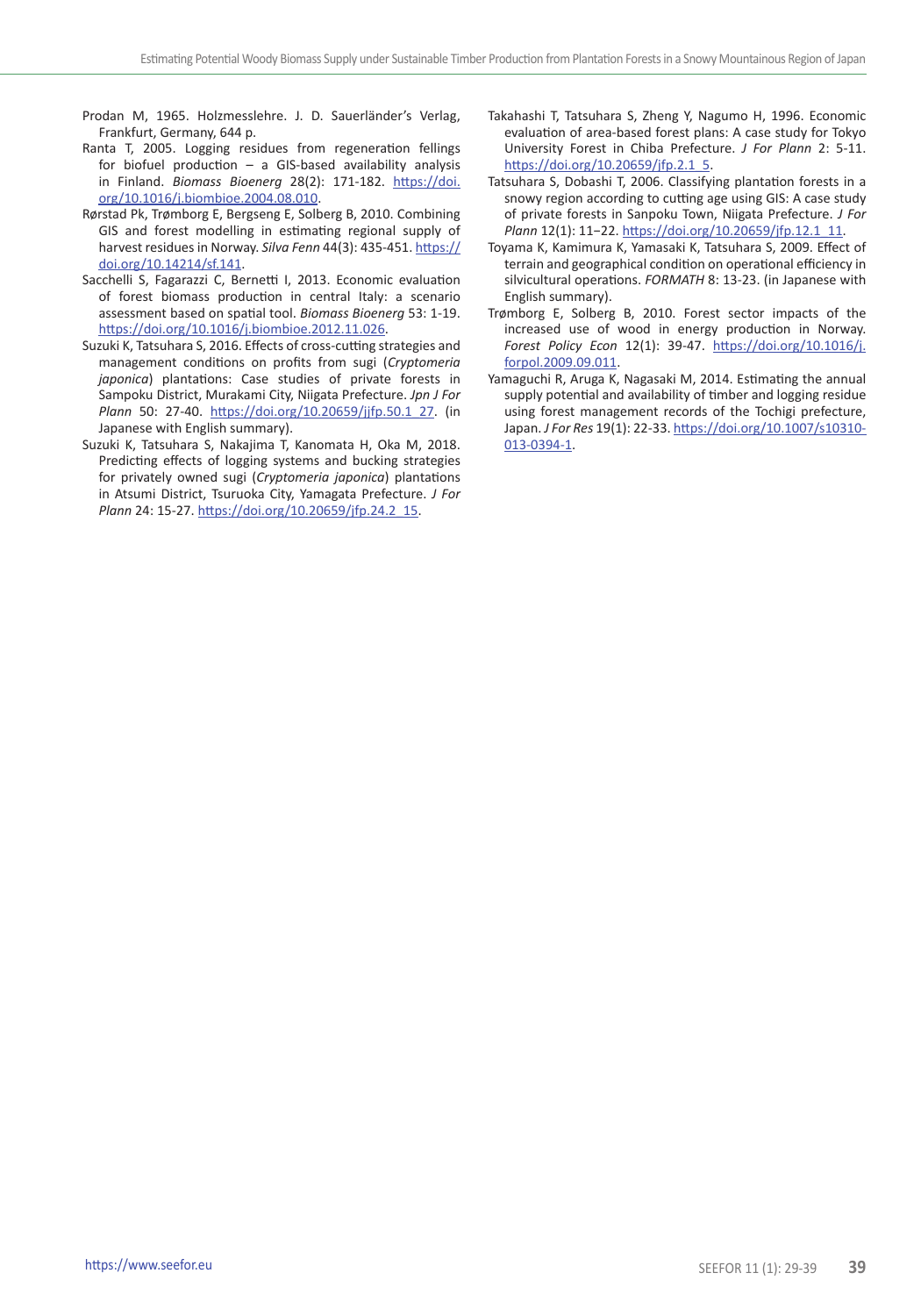Prodan M, 1965. Holzmesslehre. J. D. Sauerländer's Verlag, Frankfurt, Germany, 644 p.

Ranta T, 2005. Logging residues from regeneration fellings for biofuel production – a GIS-based availability analysis in Finland. *Biomass Bioenerg* 28(2): 171-182. https://doi.org/10.1016/j.biombioe.2004.08.010.

Rørstad Pk, Trømborg E, Bergseng E, Solberg B, 2010. Combining GIS and forest modelling in estimating regional supply of harvest residues in Norway. *Silva Fenn* 44(3): 435-451. https://doi.org/10.14214/sf.141.

Sacchelli S, Fagarazzi C, Bernetti I, 2013. Economic evaluation of forest biomass production in central Italy: a scenario assessment based on spatial tool. *Biomass Bioenerg* 53: 1-19. https://doi.org/10.1016/j.biombioe.2012.11.026.

Suzuki K, Tatsuhara S, 2016. Effects of cross-cutting strategies and management conditions on profits from sugi (*Cryptomeria japonica*) plantations: Case studies of private forests in Sampoku District, Murakami City, Niigata Prefecture. *Jpn J For Plann* 50: 27-40. https://doi.org/10.20659/jjfp.50.1_27. (in Japanese with English summary).

Suzuki K, Tatsuhara S, Nakajima T, Kanomata H, Oka M, 2018. Predicting effects of logging systems and bucking strategies for privately owned sugi (*Cryptomeria japonica*) plantations in Atsumi District, Tsuruoka City, Yamagata Prefecture. *J For Plann* 24: 15-27. https://doi.org/10.20659/jfp.24.2_15.

Takahashi T, Tatsuhara S, Zheng Y, Nagumo H, 1996. Economic evaluation of area-based forest plans: A case study for Tokyo University Forest in Chiba Prefecture. *J For Plann* 2: 5-11. https://doi.org/10.20659/jfp.2.1_5.

Tatsuhara S, Dobashi T, 2006. Classifying plantation forests in a snowy region according to cutting age using GIS: A case study of private forests in Sanpoku Town, Niigata Prefecture. *J For Plann* 12(1): 11–22. https://doi.org/10.20659/jfp.12.1_11.

Toyama K, Kamimura K, Yamasaki K, Tatsuhara S, 2009. Effect of terrain and geographical condition on operational efficiency in silvicultural operations. *FORMATH* 8: 13-23. (in Japanese with English summary).

Trømborg E, Solberg B, 2010. Forest sector impacts of the increased use of wood in energy production in Norway. *Forest Policy Econ* 12(1): 39-47. https://doi.org/10.1016/j.forpol.2009.09.011.

Yamaguchi R, Aruga K, Nagasaki M, 2014. Estimating the annual supply potential and availability of timber and logging residue using forest management records of the Tochigi prefecture, Japan. *J For Res* 19(1): 22-33. https://doi.org/10.1007/s10310-013-0394-1.